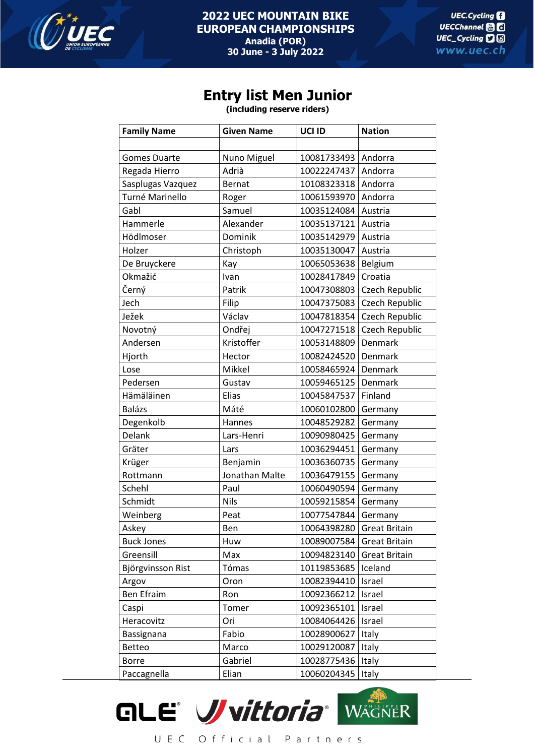2022 UEC MOUNTAIN BIKE EUROPEAN CHAMPIONSHIPS
Anadia (POR)
30 June - 3 July 2022

# Entry list Men Junior

**(including reserve riders)**

| Family Name | Given Name | UCI ID | Nation |
|---|---|---|---|
| | | | |
| Gomes Duarte | Nuno Miguel | 10081733493 | Andorra |
| Regada Hierro | Adrià | 10022247437 | Andorra |
| Sasplugas Vazquez | Bernat | 10108323318 | Andorra |
| Turné Marinello | Roger | 10061593970 | Andorra |
| Gabl | Samuel | 10035124084 | Austria |
| Hammerle | Alexander | 10035137121 | Austria |
| Hödlmoser | Dominik | 10035142979 | Austria |
| Holzer | Christoph | 10035130047 | Austria |
| De Bruyckere | Kay | 10065053638 | Belgium |
| Okmažić | Ivan | 10028417849 | Croatia |
| Černý | Patrik | 10047308803 | Czech Republic |
| Jech | Filip | 10047375083 | Czech Republic |
| Ježek | Václav | 10047818354 | Czech Republic |
| Novotný | Ondřej | 10047271518 | Czech Republic |
| Andersen | Kristoffer | 10053148809 | Denmark |
| Hjorth | Hector | 10082424520 | Denmark |
| Lose | Mikkel | 10058465924 | Denmark |
| Pedersen | Gustav | 10059465125 | Denmark |
| Hämäläinen | Elias | 10045847537 | Finland |
| Balázs | Máté | 10060102800 | Germany |
| Degenkolb | Hannes | 10048529282 | Germany |
| Delank | Lars-Henri | 10090980425 | Germany |
| Gräter | Lars | 10036294451 | Germany |
| Krüger | Benjamin | 10036360735 | Germany |
| Rottmann | Jonathan Malte | 10036479155 | Germany |
| Schehl | Paul | 10060490594 | Germany |
| Schmidt | Nils | 10059215854 | Germany |
| Weinberg | Peat | 10077547844 | Germany |
| Askey | Ben | 10064398280 | Great Britain |
| Buck Jones | Huw | 10089007584 | Great Britain |
| Greensill | Max | 10094823140 | Great Britain |
| Björgvinsson Rist | Tómas | 10119853685 | Iceland |
| Argov | Oron | 10082394410 | Israel |
| Ben Efraim | Ron | 10092366212 | Israel |
| Caspi | Tomer | 10092365101 | Israel |
| Heracovitz | Ori | 10084064426 | Israel |
| Bassignana | Fabio | 10028900627 | Italy |
| Betteo | Marco | 10029120087 | Italy |
| Borre | Gabriel | 10028775436 | Italy |
| Paccagnella | Elian | 10060204345 | Italy |

UEC Official Partners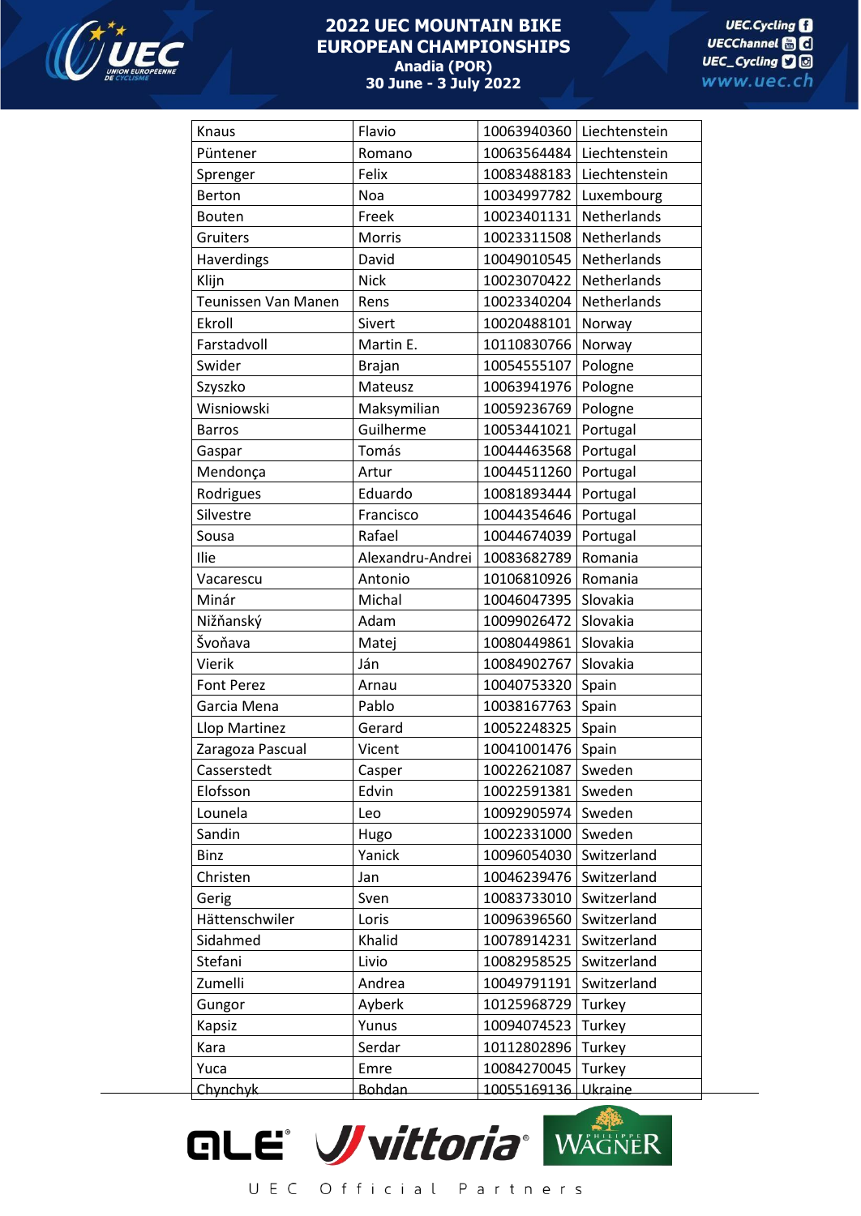| | | | |
|---|---|---|---|
| Knaus | Flavio | 10063940360 | Liechtenstein |
| Püntener | Romano | 10063564484 | Liechtenstein |
| Sprenger | Felix | 10083488183 | Liechtenstein |
| Berton | Noa | 10034997782 | Luxembourg |
| Bouten | Freek | 10023401131 | Netherlands |
| Gruiters | Morris | 10023311508 | Netherlands |
| Haverdings | David | 10049010545 | Netherlands |
| Klijn | Nick | 10023070422 | Netherlands |
| Teunissen Van Manen | Rens | 10023340204 | Netherlands |
| Ekroll | Sivert | 10020488101 | Norway |
| Farstadvoll | Martin E. | 10110830766 | Norway |
| Swider | Brajan | 10054555107 | Pologne |
| Szyszko | Mateusz | 10063941976 | Pologne |
| Wisniowski | Maksymilian | 10059236769 | Pologne |
| Barros | Guilherme | 10053441021 | Portugal |
| Gaspar | Tomás | 10044463568 | Portugal |
| Mendonça | Artur | 10044511260 | Portugal |
| Rodrigues | Eduardo | 10081893444 | Portugal |
| Silvestre | Francisco | 10044354646 | Portugal |
| Sousa | Rafael | 10044674039 | Portugal |
| Ilie | Alexandru-Andrei | 10083682789 | Romania |
| Vacarescu | Antonio | 10106810926 | Romania |
| Minár | Michal | 10046047395 | Slovakia |
| Nižňanský | Adam | 10099026472 | Slovakia |
| Švoňava | Matej | 10080449861 | Slovakia |
| Vierik | Ján | 10084902767 | Slovakia |
| Font Perez | Arnau | 10040753320 | Spain |
| Garcia Mena | Pablo | 10038167763 | Spain |
| Llop Martinez | Gerard | 10052248325 | Spain |
| Zaragoza Pascual | Vicent | 10041001476 | Spain |
| Casserstedt | Casper | 10022621087 | Sweden |
| Elofsson | Edvin | 10022591381 | Sweden |
| Lounela | Leo | 10092905974 | Sweden |
| Sandin | Hugo | 10022331000 | Sweden |
| Binz | Yanick | 10096054030 | Switzerland |
| Christen | Jan | 10046239476 | Switzerland |
| Gerig | Sven | 10083733010 | Switzerland |
| Hättenschwiler | Loris | 10096396560 | Switzerland |
| Sidahmed | Khalid | 10078914231 | Switzerland |
| Stefani | Livio | 10082958525 | Switzerland |
| Zumelli | Andrea | 10049791191 | Switzerland |
| Gungor | Ayberk | 10125968729 | Turkey |
| Kapsiz | Yunus | 10094074523 | Turkey |
| Kara | Serdar | 10112802896 | Turkey |
| Yuca | Emre | 10084270045 | Turkey |
| Chynchyk | Bohdan | 10055169136 | Ukraine |